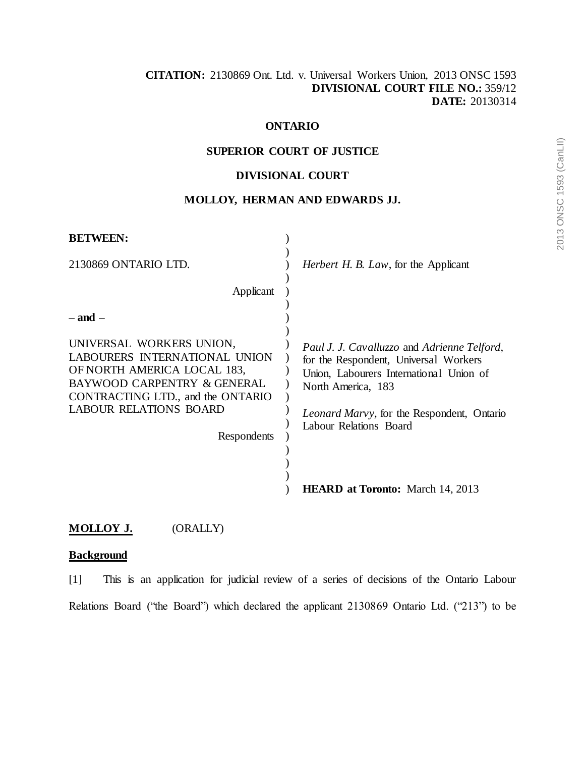**CITATION:** 2130869 Ont. Ltd. v. Universal Workers Union, 2013 ONSC 1593
**DIVISIONAL COURT FILE NO.:** 359/12
**DATE:** 20130314

**ONTARIO**

**SUPERIOR COURT OF JUSTICE**

**DIVISIONAL COURT**

**MOLLOY, HERMAN AND EDWARDS JJ.**

| | |
|---|---|
| **BETWEEN:** | |
| 2130869 ONTARIO LTD.<br><br>Applicant | *Herbert H. B. Law*, for the Applicant |
| **– and –** | |
| UNIVERSAL WORKERS UNION, LABOURERS INTERNATIONAL UNION OF NORTH AMERICA LOCAL 183, BAYWOOD CARPENTRY & GENERAL CONTRACTING LTD., and the ONTARIO LABOUR RELATIONS BOARD<br><br>Respondents | *Paul J. J. Cavalluzzo* and *Adrienne Telford*, for the Respondent, Universal Workers Union, Labourers International Union of North America, 183<br><br>*Leonard Marvy*, for the Respondent, Ontario Labour Relations Board |
| | **HEARD at Toronto:** March 14, 2013 |

**MOLLOY J.** (ORALLY)

**Background**

[1] This is an application for judicial review of a series of decisions of the Ontario Labour Relations Board ("the Board") which declared the applicant 2130869 Ontario Ltd. ("213") to be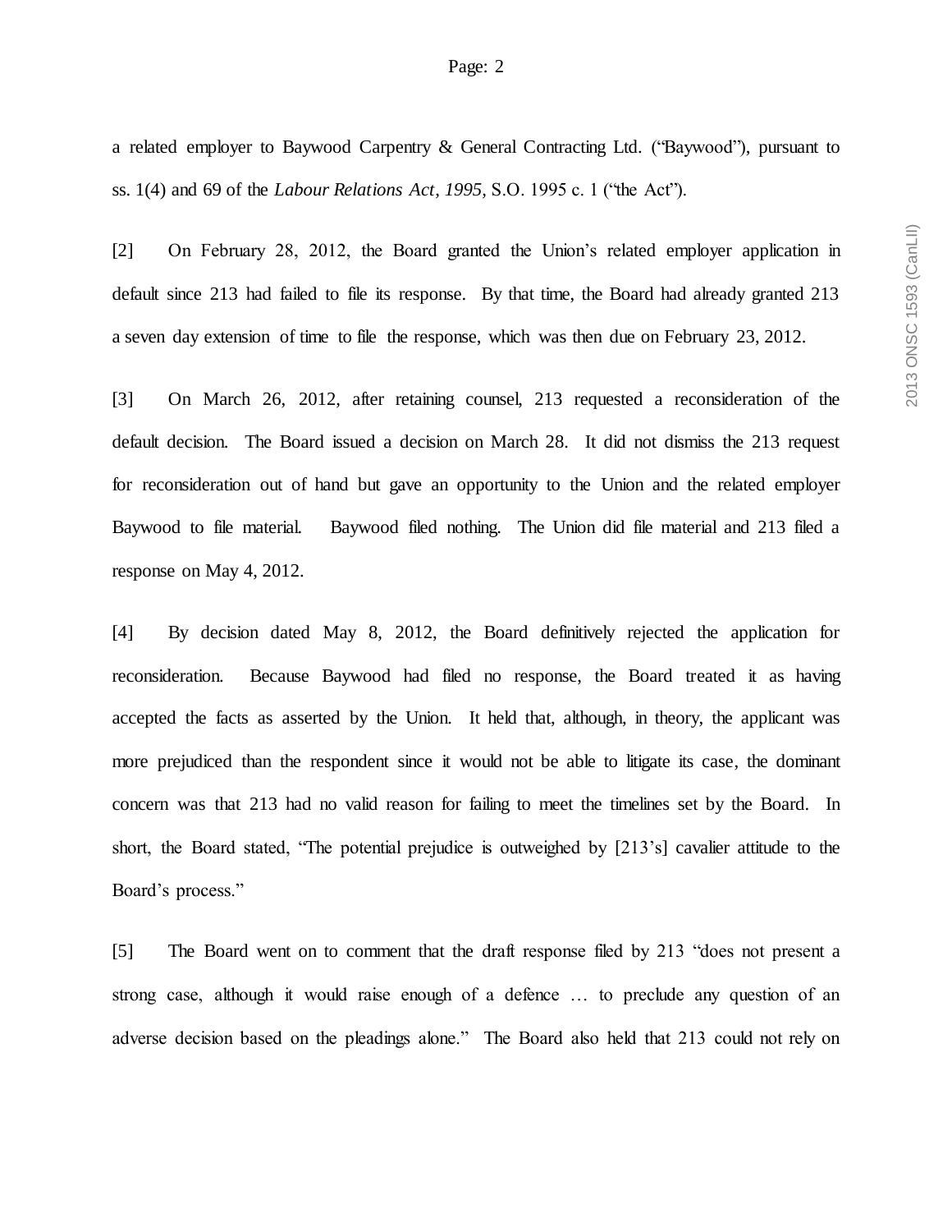a related employer to Baywood Carpentry & General Contracting Ltd. ("Baywood"), pursuant to ss. 1(4) and 69 of the *Labour Relations Act, 1995,* S.O. 1995 c. 1 ("the Act").

[2] On February 28, 2012, the Board granted the Union's related employer application in default since 213 had failed to file its response. By that time, the Board had already granted 213 a seven day extension of time to file the response, which was then due on February 23, 2012.

[3] On March 26, 2012, after retaining counsel, 213 requested a reconsideration of the default decision. The Board issued a decision on March 28. It did not dismiss the 213 request for reconsideration out of hand but gave an opportunity to the Union and the related employer Baywood to file material. Baywood filed nothing. The Union did file material and 213 filed a response on May 4, 2012.

[4] By decision dated May 8, 2012, the Board definitively rejected the application for reconsideration. Because Baywood had filed no response, the Board treated it as having accepted the facts as asserted by the Union. It held that, although, in theory, the applicant was more prejudiced than the respondent since it would not be able to litigate its case, the dominant concern was that 213 had no valid reason for failing to meet the timelines set by the Board. In short, the Board stated, "The potential prejudice is outweighed by [213's] cavalier attitude to the Board's process."

[5] The Board went on to comment that the draft response filed by 213 "does not present a strong case, although it would raise enough of a defence … to preclude any question of an adverse decision based on the pleadings alone." The Board also held that 213 could not rely on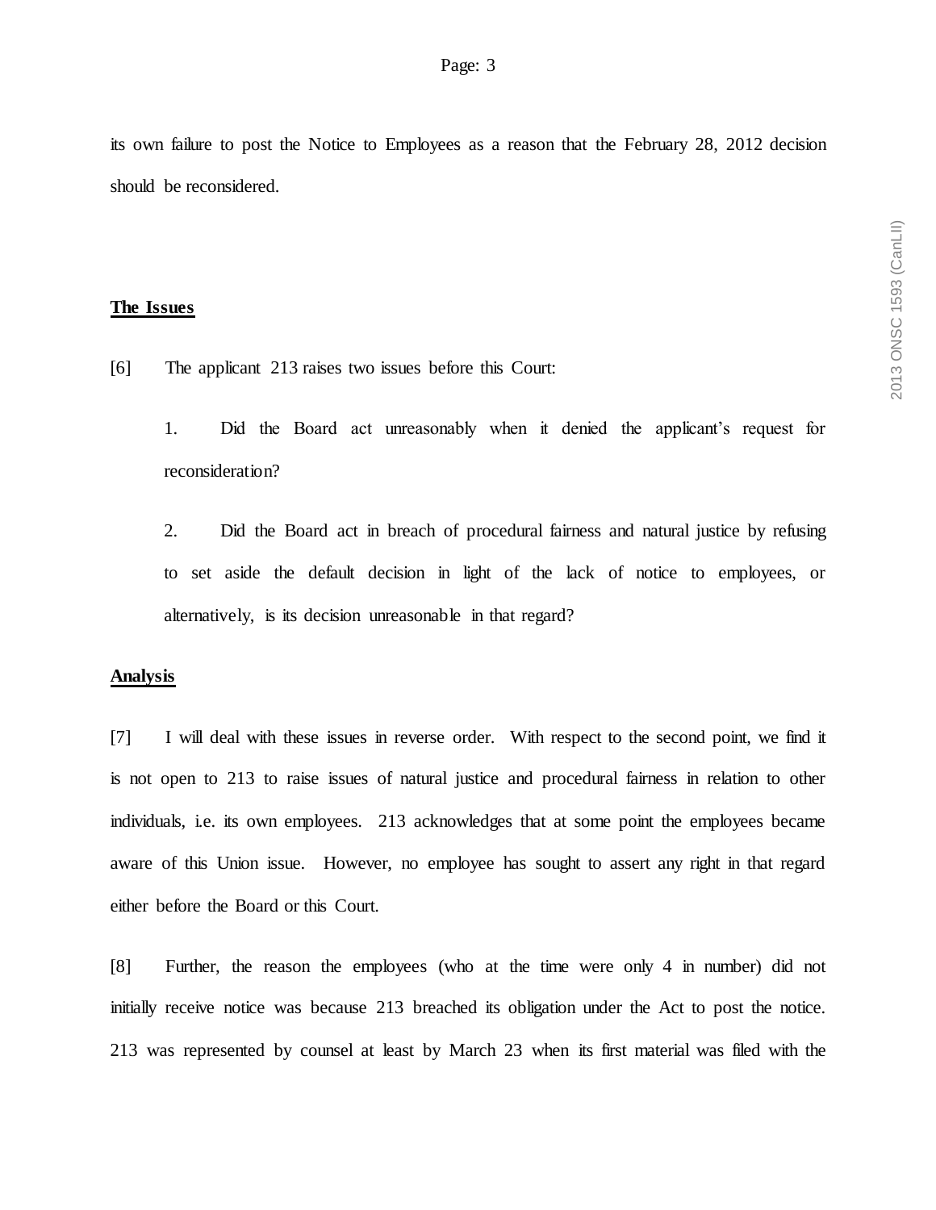its own failure to post the Notice to Employees as a reason that the February 28, 2012 decision should be reconsidered.

## The Issues

[6] The applicant 213 raises two issues before this Court:

1. Did the Board act unreasonably when it denied the applicant's request for reconsideration?

2. Did the Board act in breach of procedural fairness and natural justice by refusing to set aside the default decision in light of the lack of notice to employees, or alternatively, is its decision unreasonable in that regard?

## Analysis

[7] I will deal with these issues in reverse order. With respect to the second point, we find it is not open to 213 to raise issues of natural justice and procedural fairness in relation to other individuals, i.e. its own employees. 213 acknowledges that at some point the employees became aware of this Union issue. However, no employee has sought to assert any right in that regard either before the Board or this Court.

[8] Further, the reason the employees (who at the time were only 4 in number) did not initially receive notice was because 213 breached its obligation under the Act to post the notice. 213 was represented by counsel at least by March 23 when its first material was filed with the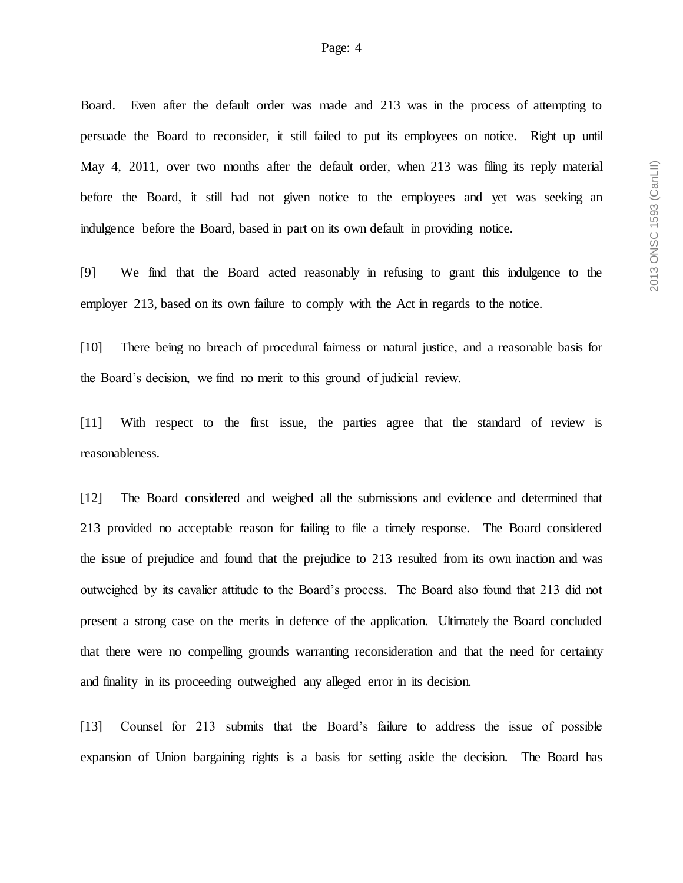Board. Even after the default order was made and 213 was in the process of attempting to persuade the Board to reconsider, it still failed to put its employees on notice. Right up until May 4, 2011, over two months after the default order, when 213 was filing its reply material before the Board, it still had not given notice to the employees and yet was seeking an indulgence before the Board, based in part on its own default in providing notice.

[9] We find that the Board acted reasonably in refusing to grant this indulgence to the employer 213, based on its own failure to comply with the Act in regards to the notice.

[10] There being no breach of procedural fairness or natural justice, and a reasonable basis for the Board's decision, we find no merit to this ground of judicial review.

[11] With respect to the first issue, the parties agree that the standard of review is reasonableness.

[12] The Board considered and weighed all the submissions and evidence and determined that 213 provided no acceptable reason for failing to file a timely response. The Board considered the issue of prejudice and found that the prejudice to 213 resulted from its own inaction and was outweighed by its cavalier attitude to the Board's process. The Board also found that 213 did not present a strong case on the merits in defence of the application. Ultimately the Board concluded that there were no compelling grounds warranting reconsideration and that the need for certainty and finality in its proceeding outweighed any alleged error in its decision.

[13] Counsel for 213 submits that the Board's failure to address the issue of possible expansion of Union bargaining rights is a basis for setting aside the decision. The Board has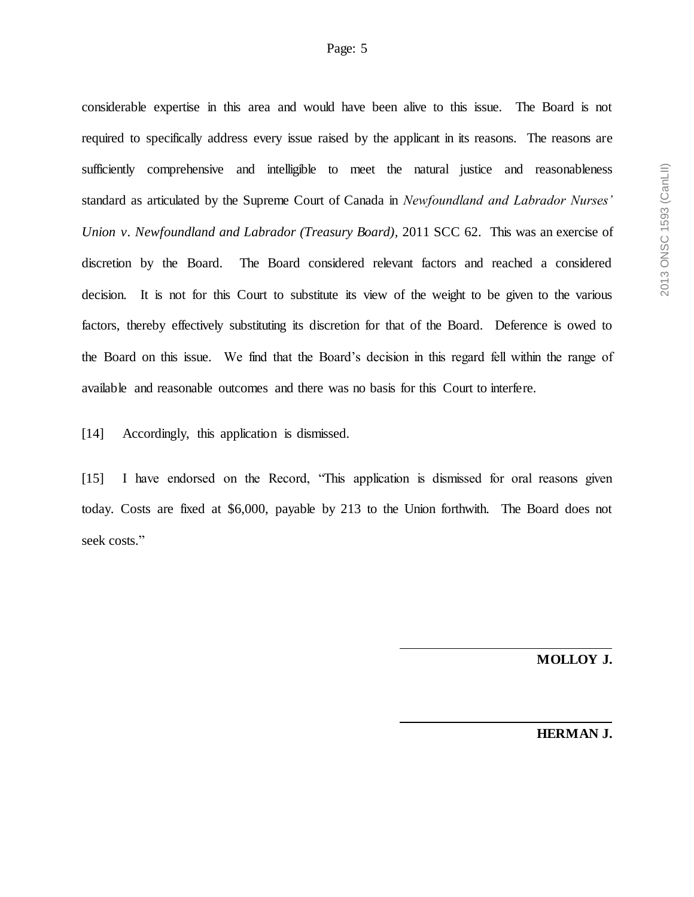considerable expertise in this area and would have been alive to this issue. The Board is not required to specifically address every issue raised by the applicant in its reasons. The reasons are sufficiently comprehensive and intelligible to meet the natural justice and reasonableness standard as articulated by the Supreme Court of Canada in *Newfoundland and Labrador Nurses' Union v. Newfoundland and Labrador (Treasury Board)*, 2011 SCC 62. This was an exercise of discretion by the Board. The Board considered relevant factors and reached a considered decision. It is not for this Court to substitute its view of the weight to be given to the various factors, thereby effectively substituting its discretion for that of the Board. Deference is owed to the Board on this issue. We find that the Board's decision in this regard fell within the range of available and reasonable outcomes and there was no basis for this Court to interfere.

[14] Accordingly, this application is dismissed.

[15] I have endorsed on the Record, "This application is dismissed for oral reasons given today. Costs are fixed at $6,000, payable by 213 to the Union forthwith. The Board does not seek costs."

**MOLLOY J.**

**HERMAN J.**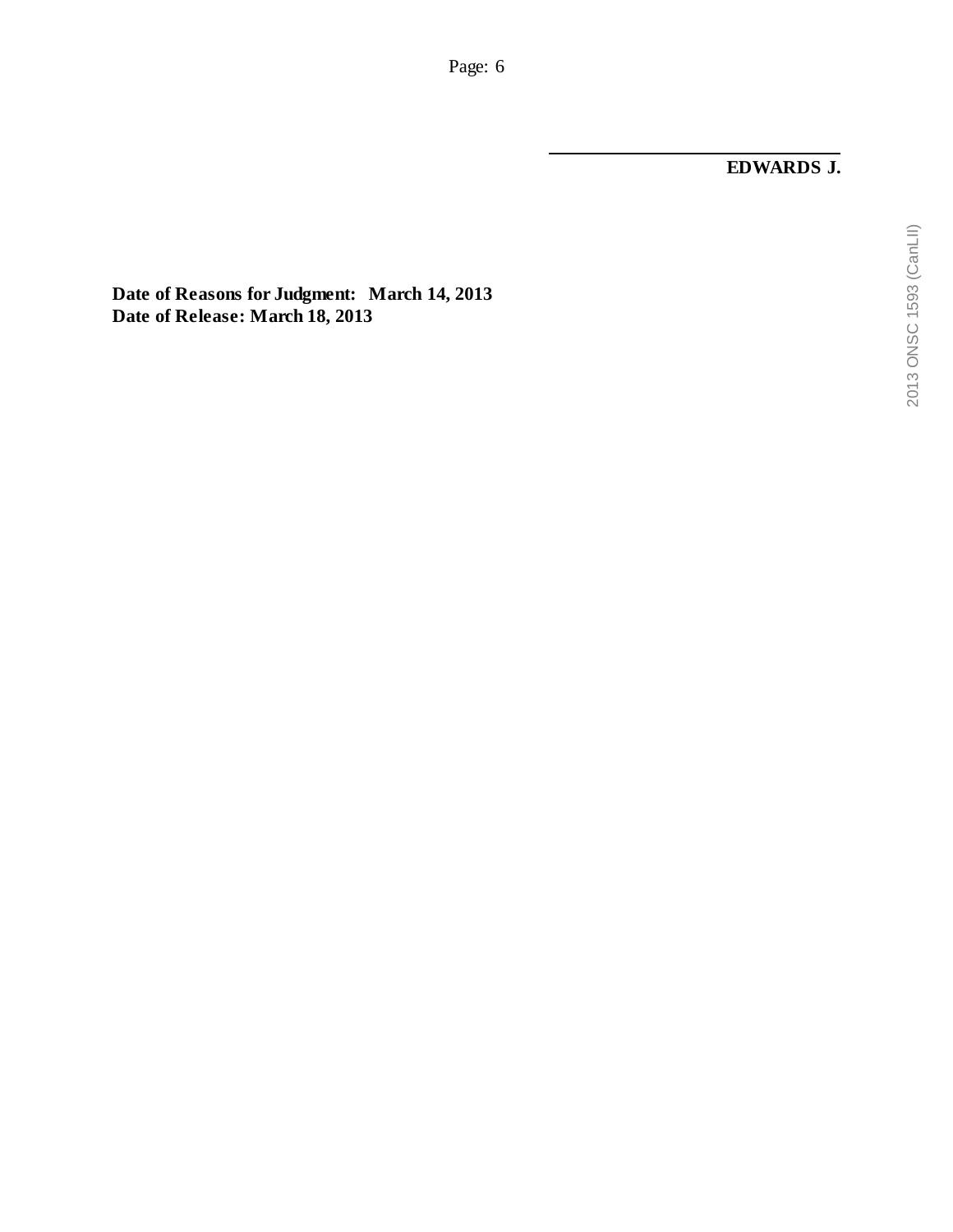**EDWARDS J.**

**Date of Reasons for Judgment: March 14, 2013**
**Date of Release: March 18, 2013**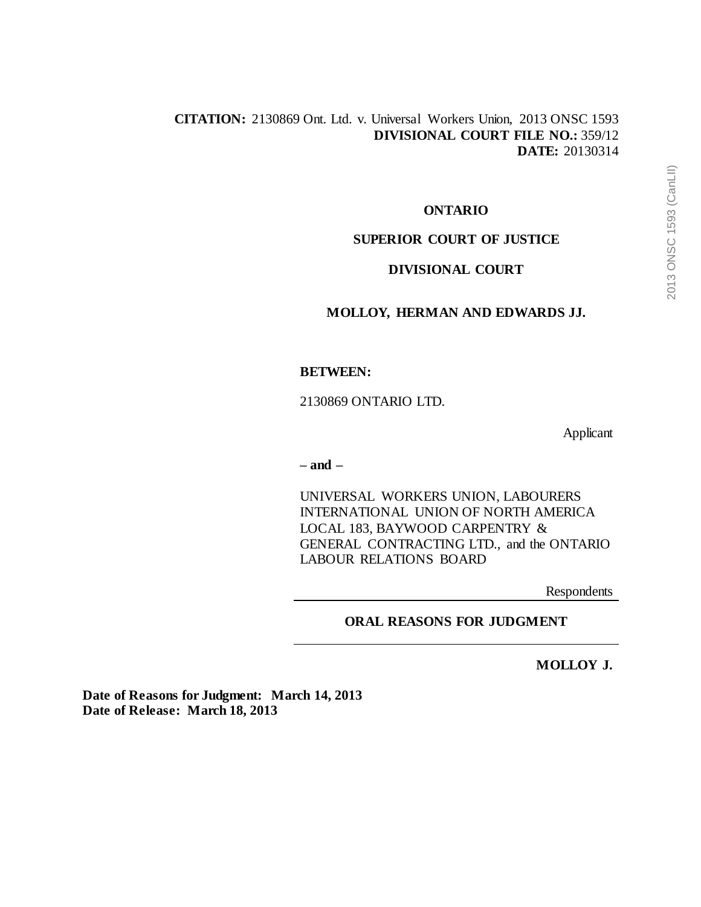**CITATION:** 2130869 Ont. Ltd. v. Universal Workers Union, 2013 ONSC 1593
**DIVISIONAL COURT FILE NO.:** 359/12
**DATE:** 20130314

**ONTARIO**

**SUPERIOR COURT OF JUSTICE**

**DIVISIONAL COURT**

**MOLLOY, HERMAN AND EDWARDS JJ.**

**BETWEEN:**

2130869 ONTARIO LTD.

Applicant

**– and –**

UNIVERSAL WORKERS UNION, LABOURERS INTERNATIONAL UNION OF NORTH AMERICA LOCAL 183, BAYWOOD CARPENTRY & GENERAL CONTRACTING LTD., and the ONTARIO LABOUR RELATIONS BOARD

Respondents

**ORAL REASONS FOR JUDGMENT**

**MOLLOY J.**

**Date of Reasons for Judgment: March 14, 2013**
**Date of Release: March 18, 2013**